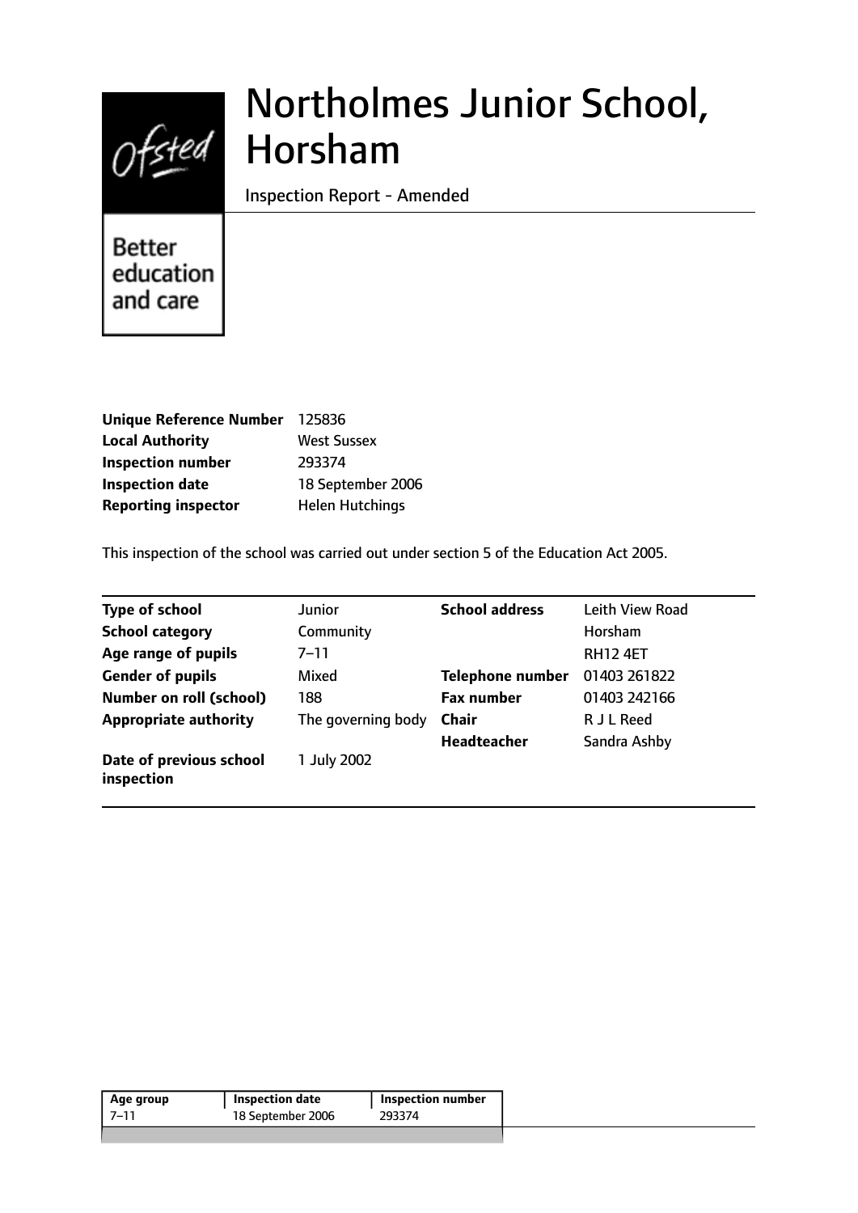# Northolmes Junior School, Horsham

Inspection Report - Amended

Better education and care

| | |
|---|---|
| **Unique Reference Number** | 125836 |
| **Local Authority** | West Sussex |
| **Inspection number** | 293374 |
| **Inspection date** | 18 September 2006 |
| **Reporting inspector** | Helen Hutchings |

This inspection of the school was carried out under section 5 of the Education Act 2005.

| | | | |
|---|---|---|---|
| **Type of school** | Junior | **School address** | Leith View Road |
| **School category** | Community | | Horsham |
| **Age range of pupils** | 7–11 | | RH12 4ET |
| **Gender of pupils** | Mixed | **Telephone number** | 01403 261822 |
| **Number on roll (school)** | 188 | **Fax number** | 01403 242166 |
| **Appropriate authority** | The governing body | **Chair** | R J L Reed |
| | | **Headteacher** | Sandra Ashby |
| **Date of previous school inspection** | 1 July 2002 | | |

| Age group | Inspection date | Inspection number |
|---|---|---|
| 7–11 | 18 September 2006 | 293374 |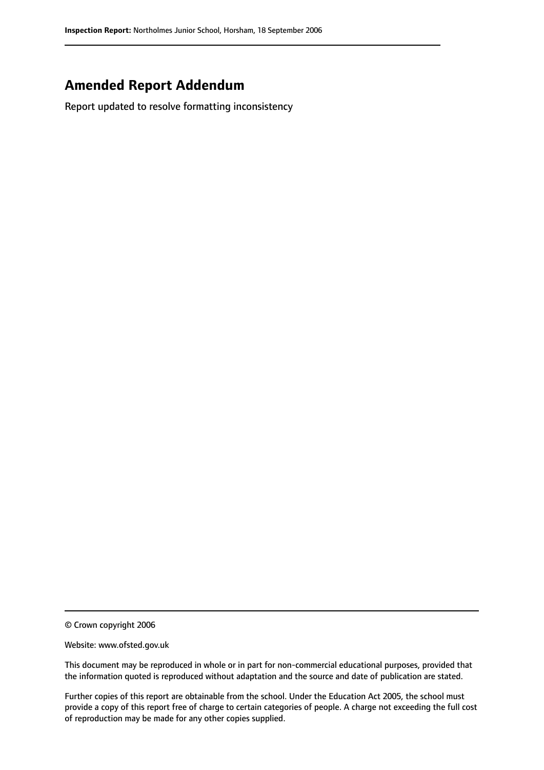# Amended Report Addendum

Report updated to resolve formatting inconsistency

© Crown copyright 2006

Website: www.ofsted.gov.uk

This document may be reproduced in whole or in part for non-commercial educational purposes, provided that the information quoted is reproduced without adaptation and the source and date of publication are stated.

Further copies of this report are obtainable from the school. Under the Education Act 2005, the school must provide a copy of this report free of charge to certain categories of people. A charge not exceeding the full cost of reproduction may be made for any other copies supplied.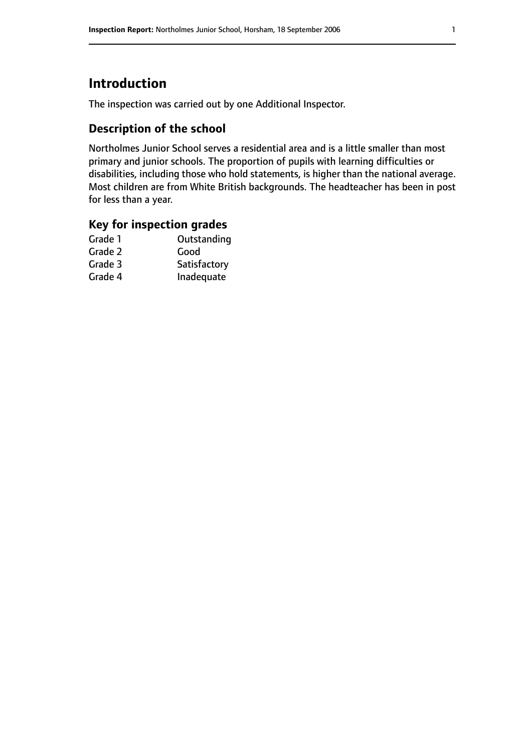# Introduction

The inspection was carried out by one Additional Inspector.

## Description of the school

Northolmes Junior School serves a residential area and is a little smaller than most primary and junior schools. The proportion of pupils with learning difficulties or disabilities, including those who hold statements, is higher than the national average. Most children are from White British backgrounds. The headteacher has been in post for less than a year.

## Key for inspection grades

| | |
|---|---|
| Grade 1 | Outstanding |
| Grade 2 | Good |
| Grade 3 | Satisfactory |
| Grade 4 | Inadequate |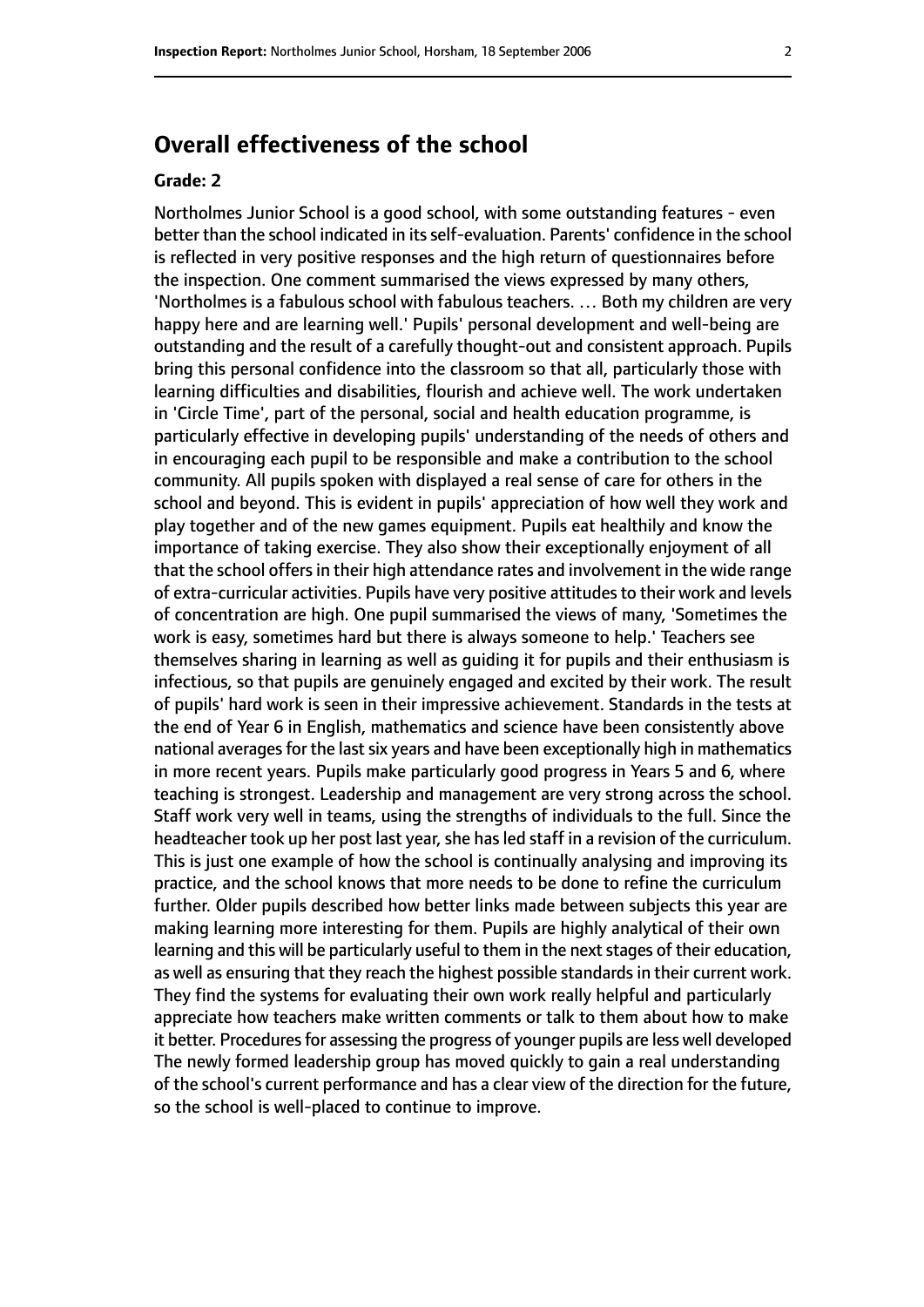## Overall effectiveness of the school

### Grade: 2

Northolmes Junior School is a good school, with some outstanding features - even better than the school indicated in its self-evaluation. Parents' confidence in the school is reflected in very positive responses and the high return of questionnaires before the inspection. One comment summarised the views expressed by many others, 'Northolmes is a fabulous school with fabulous teachers. … Both my children are very happy here and are learning well.' Pupils' personal development and well-being are outstanding and the result of a carefully thought-out and consistent approach. Pupils bring this personal confidence into the classroom so that all, particularly those with learning difficulties and disabilities, flourish and achieve well. The work undertaken in 'Circle Time', part of the personal, social and health education programme, is particularly effective in developing pupils' understanding of the needs of others and in encouraging each pupil to be responsible and make a contribution to the school community. All pupils spoken with displayed a real sense of care for others in the school and beyond. This is evident in pupils' appreciation of how well they work and play together and of the new games equipment. Pupils eat healthily and know the importance of taking exercise. They also show their exceptionally enjoyment of all that the school offers in their high attendance rates and involvement in the wide range of extra-curricular activities. Pupils have very positive attitudes to their work and levels of concentration are high. One pupil summarised the views of many, 'Sometimes the work is easy, sometimes hard but there is always someone to help.' Teachers see themselves sharing in learning as well as guiding it for pupils and their enthusiasm is infectious, so that pupils are genuinely engaged and excited by their work. The result of pupils' hard work is seen in their impressive achievement. Standards in the tests at the end of Year 6 in English, mathematics and science have been consistently above national averages for the last six years and have been exceptionally high in mathematics in more recent years. Pupils make particularly good progress in Years 5 and 6, where teaching is strongest. Leadership and management are very strong across the school. Staff work very well in teams, using the strengths of individuals to the full. Since the headteacher took up her post last year, she has led staff in a revision of the curriculum. This is just one example of how the school is continually analysing and improving its practice, and the school knows that more needs to be done to refine the curriculum further. Older pupils described how better links made between subjects this year are making learning more interesting for them. Pupils are highly analytical of their own learning and this will be particularly useful to them in the next stages of their education, as well as ensuring that they reach the highest possible standards in their current work. They find the systems for evaluating their own work really helpful and particularly appreciate how teachers make written comments or talk to them about how to make it better. Procedures for assessing the progress of younger pupils are less well developed The newly formed leadership group has moved quickly to gain a real understanding of the school's current performance and has a clear view of the direction for the future, so the school is well-placed to continue to improve.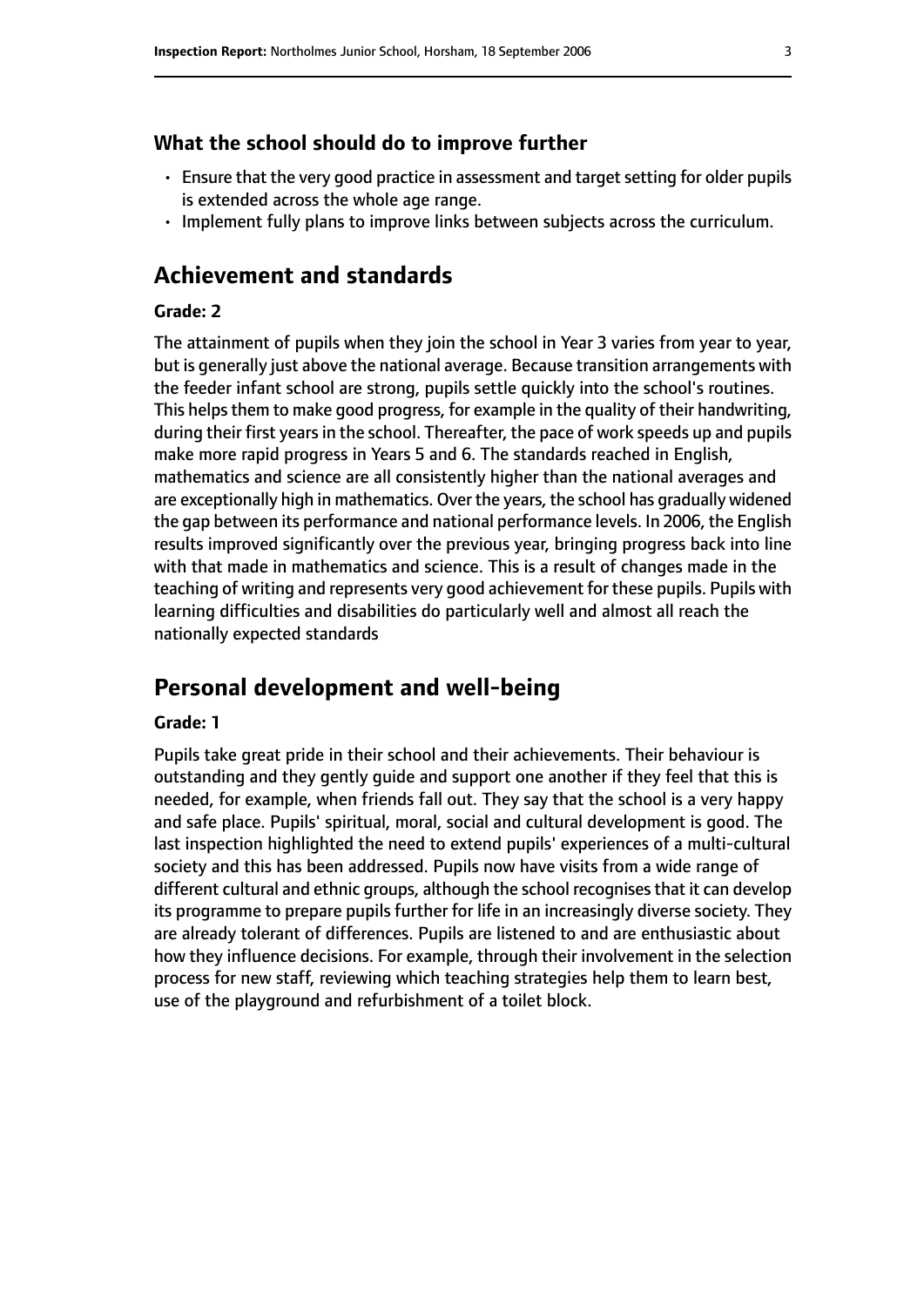### What the school should do to improve further

- Ensure that the very good practice in assessment and target setting for older pupils is extended across the whole age range.
- Implement fully plans to improve links between subjects across the curriculum.

## Achievement and standards

#### Grade: 2

The attainment of pupils when they join the school in Year 3 varies from year to year, but is generally just above the national average. Because transition arrangements with the feeder infant school are strong, pupils settle quickly into the school's routines. This helps them to make good progress, for example in the quality of their handwriting, during their first years in the school. Thereafter, the pace of work speeds up and pupils make more rapid progress in Years 5 and 6. The standards reached in English, mathematics and science are all consistently higher than the national averages and are exceptionally high in mathematics. Over the years, the school has gradually widened the gap between its performance and national performance levels. In 2006, the English results improved significantly over the previous year, bringing progress back into line with that made in mathematics and science. This is a result of changes made in the teaching of writing and represents very good achievement for these pupils. Pupils with learning difficulties and disabilities do particularly well and almost all reach the nationally expected standards

## Personal development and well-being

#### Grade: 1

Pupils take great pride in their school and their achievements. Their behaviour is outstanding and they gently guide and support one another if they feel that this is needed, for example, when friends fall out. They say that the school is a very happy and safe place. Pupils' spiritual, moral, social and cultural development is good. The last inspection highlighted the need to extend pupils' experiences of a multi-cultural society and this has been addressed. Pupils now have visits from a wide range of different cultural and ethnic groups, although the school recognises that it can develop its programme to prepare pupils further for life in an increasingly diverse society. They are already tolerant of differences. Pupils are listened to and are enthusiastic about how they influence decisions. For example, through their involvement in the selection process for new staff, reviewing which teaching strategies help them to learn best, use of the playground and refurbishment of a toilet block.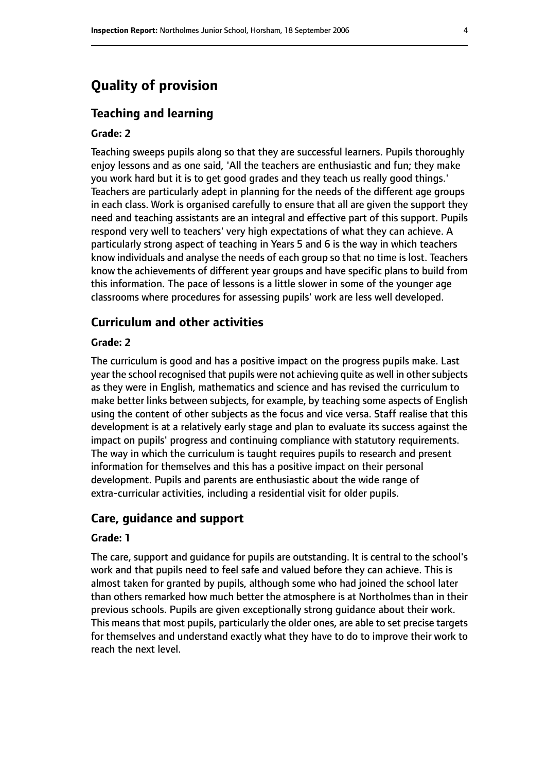# Quality of provision

## Teaching and learning

**Grade: 2**

Teaching sweeps pupils along so that they are successful learners. Pupils thoroughly enjoy lessons and as one said, 'All the teachers are enthusiastic and fun; they make you work hard but it is to get good grades and they teach us really good things.' Teachers are particularly adept in planning for the needs of the different age groups in each class. Work is organised carefully to ensure that all are given the support they need and teaching assistants are an integral and effective part of this support. Pupils respond very well to teachers' very high expectations of what they can achieve. A particularly strong aspect of teaching in Years 5 and 6 is the way in which teachers know individuals and analyse the needs of each group so that no time is lost. Teachers know the achievements of different year groups and have specific plans to build from this information. The pace of lessons is a little slower in some of the younger age classrooms where procedures for assessing pupils' work are less well developed.

## Curriculum and other activities

**Grade: 2**

The curriculum is good and has a positive impact on the progress pupils make. Last year the school recognised that pupils were not achieving quite as well in other subjects as they were in English, mathematics and science and has revised the curriculum to make better links between subjects, for example, by teaching some aspects of English using the content of other subjects as the focus and vice versa. Staff realise that this development is at a relatively early stage and plan to evaluate its success against the impact on pupils' progress and continuing compliance with statutory requirements. The way in which the curriculum is taught requires pupils to research and present information for themselves and this has a positive impact on their personal development. Pupils and parents are enthusiastic about the wide range of extra-curricular activities, including a residential visit for older pupils.

## Care, guidance and support

**Grade: 1**

The care, support and guidance for pupils are outstanding. It is central to the school's work and that pupils need to feel safe and valued before they can achieve. This is almost taken for granted by pupils, although some who had joined the school later than others remarked how much better the atmosphere is at Northolmes than in their previous schools. Pupils are given exceptionally strong guidance about their work. This means that most pupils, particularly the older ones, are able to set precise targets for themselves and understand exactly what they have to do to improve their work to reach the next level.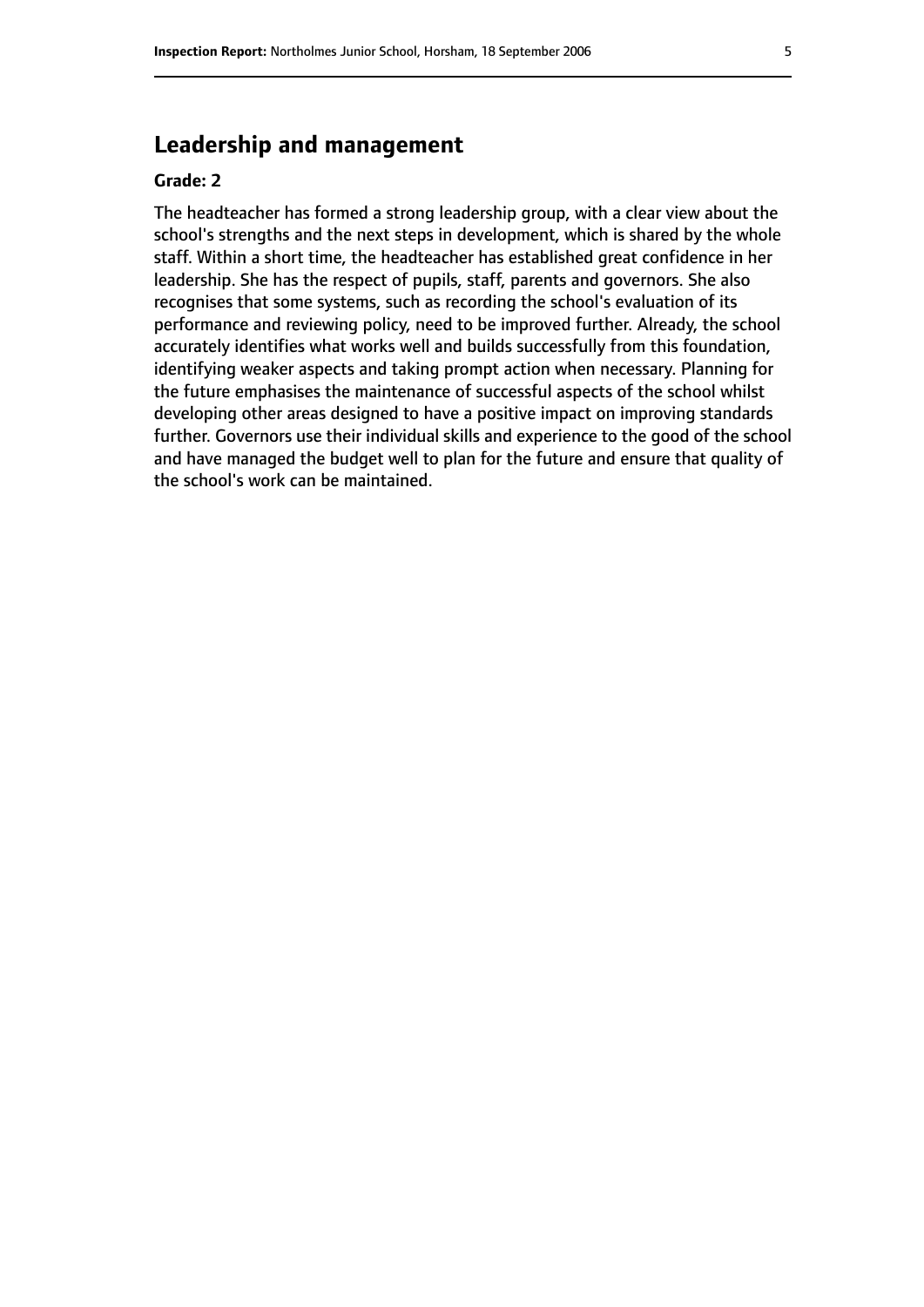## Leadership and management

**Grade: 2**

The headteacher has formed a strong leadership group, with a clear view about the school's strengths and the next steps in development, which is shared by the whole staff. Within a short time, the headteacher has established great confidence in her leadership. She has the respect of pupils, staff, parents and governors. She also recognises that some systems, such as recording the school's evaluation of its performance and reviewing policy, need to be improved further. Already, the school accurately identifies what works well and builds successfully from this foundation, identifying weaker aspects and taking prompt action when necessary. Planning for the future emphasises the maintenance of successful aspects of the school whilst developing other areas designed to have a positive impact on improving standards further. Governors use their individual skills and experience to the good of the school and have managed the budget well to plan for the future and ensure that quality of the school's work can be maintained.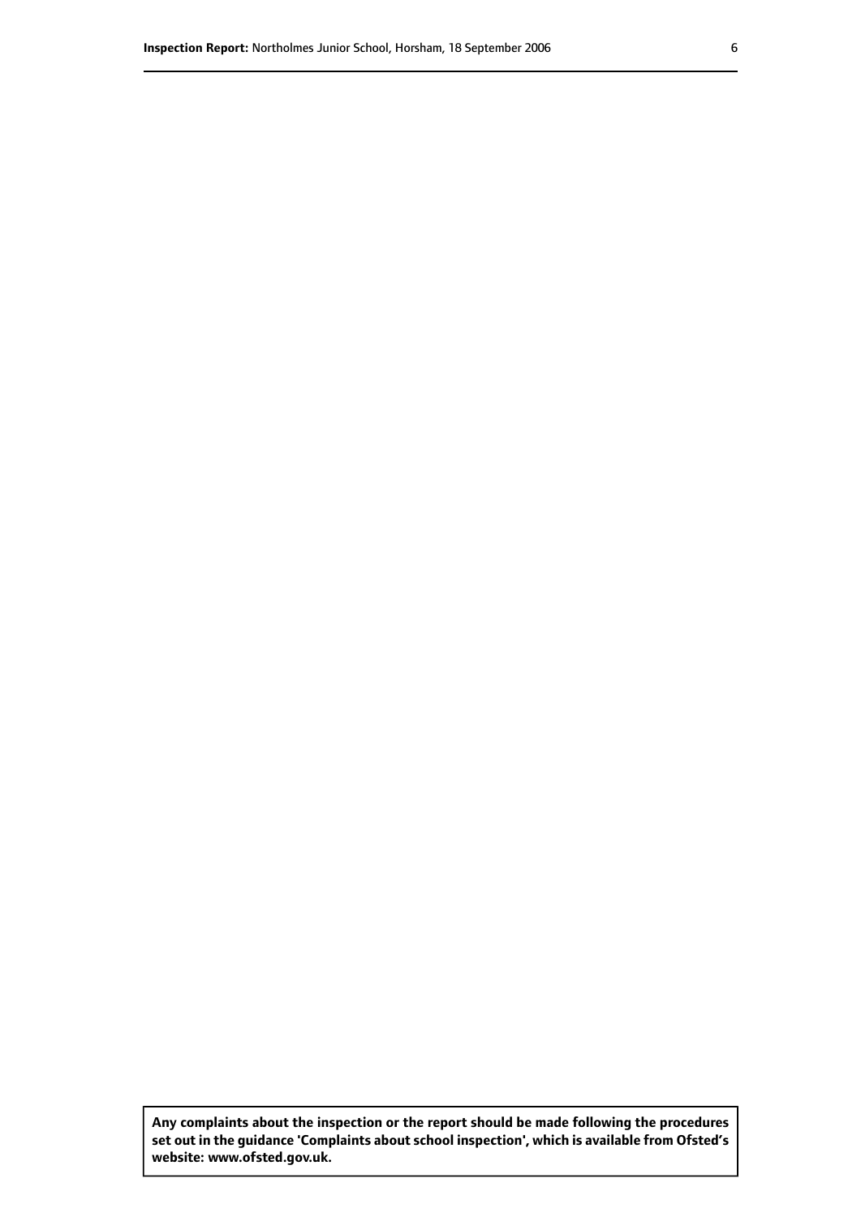**Any complaints about the inspection or the report should be made following the procedures set out in the guidance 'Complaints about school inspection', which is available from Ofsted's website: www.ofsted.gov.uk.**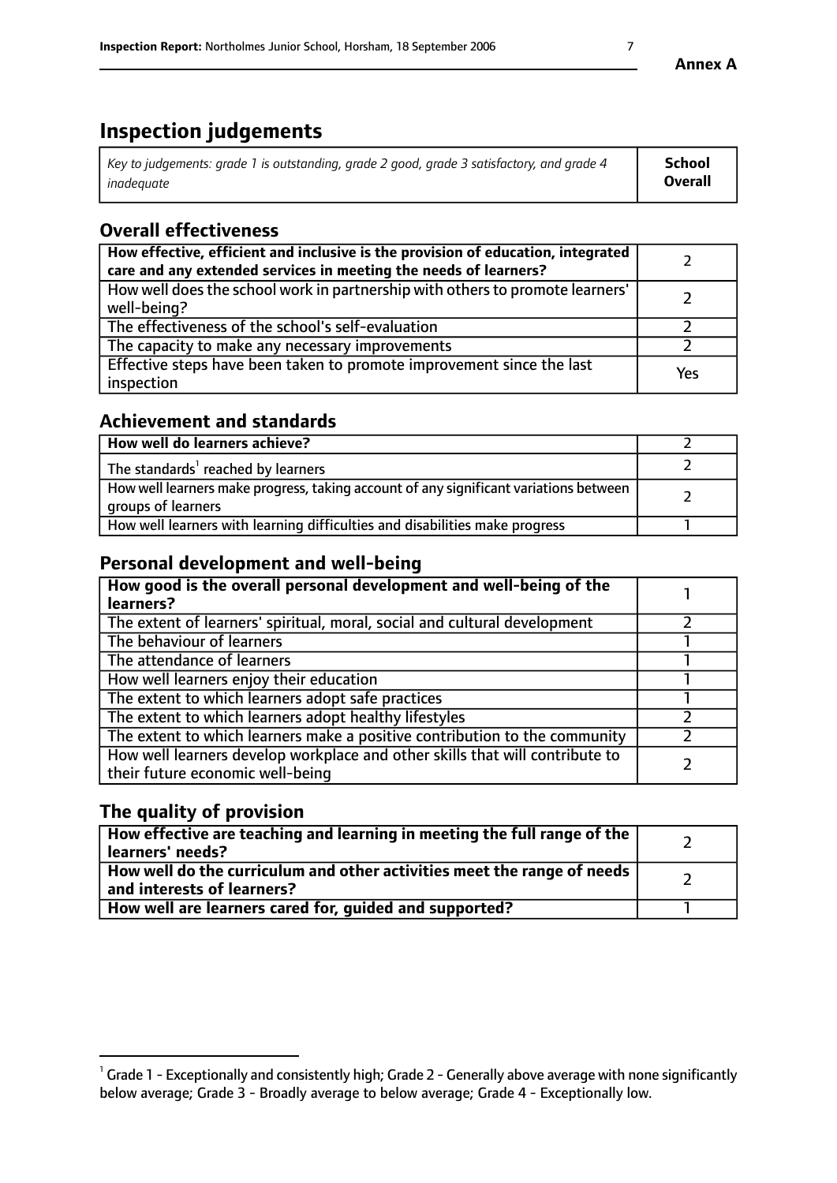Annex A

# Inspection judgements

| *Key to judgements: grade 1 is outstanding, grade 2 good, grade 3 satisfactory, and grade 4 inadequate* | **School Overall** |
|---|---|

## Overall effectiveness

| | |
|---|---|
| **How effective, efficient and inclusive is the provision of education, integrated care and any extended services in meeting the needs of learners?** | 2 |
| How well does the school work in partnership with others to promote learners' well-being? | 2 |
| The effectiveness of the school's self-evaluation | 2 |
| The capacity to make any necessary improvements | 2 |
| Effective steps have been taken to promote improvement since the last inspection | Yes |

## Achievement and standards

| | |
|---|---|
| **How well do learners achieve?** | 2 |
| The standards[1] reached by learners | 2 |
| How well learners make progress, taking account of any significant variations between groups of learners | 2 |
| How well learners with learning difficulties and disabilities make progress | 1 |

## Personal development and well-being

| | |
|---|---|
| **How good is the overall personal development and well-being of the learners?** | 1 |
| The extent of learners' spiritual, moral, social and cultural development | 2 |
| The behaviour of learners | 1 |
| The attendance of learners | 1 |
| How well learners enjoy their education | 1 |
| The extent to which learners adopt safe practices | 1 |
| The extent to which learners adopt healthy lifestyles | 2 |
| The extent to which learners make a positive contribution to the community | 2 |
| How well learners develop workplace and other skills that will contribute to their future economic well-being | 2 |

## The quality of provision

| | |
|---|---|
| **How effective are teaching and learning in meeting the full range of the learners' needs?** | 2 |
| **How well do the curriculum and other activities meet the range of needs and interests of learners?** | 2 |
| **How well are learners cared for, guided and supported?** | 1 |

[1] Grade 1 - Exceptionally and consistently high; Grade 2 - Generally above average with none significantly below average; Grade 3 - Broadly average to below average; Grade 4 - Exceptionally low.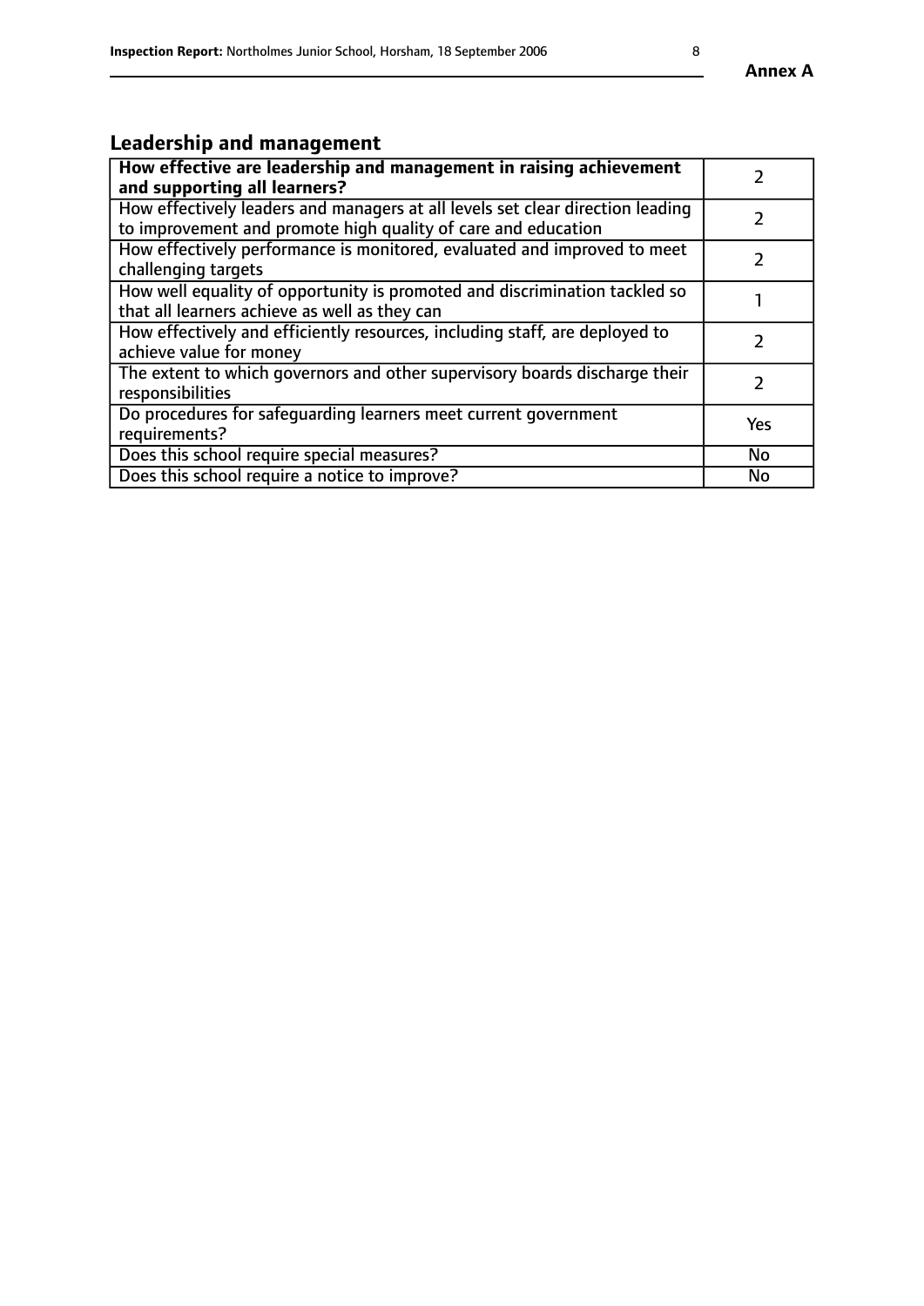## Leadership and management

| **How effective are leadership and management in raising achievement and supporting all learners?** | 2 |
|---|---|
| How effectively leaders and managers at all levels set clear direction leading to improvement and promote high quality of care and education | 2 |
| How effectively performance is monitored, evaluated and improved to meet challenging targets | 2 |
| How well equality of opportunity is promoted and discrimination tackled so that all learners achieve as well as they can | 1 |
| How effectively and efficiently resources, including staff, are deployed to achieve value for money | 2 |
| The extent to which governors and other supervisory boards discharge their responsibilities | 2 |
| Do procedures for safeguarding learners meet current government requirements? | Yes |
| Does this school require special measures? | No |
| Does this school require a notice to improve? | No |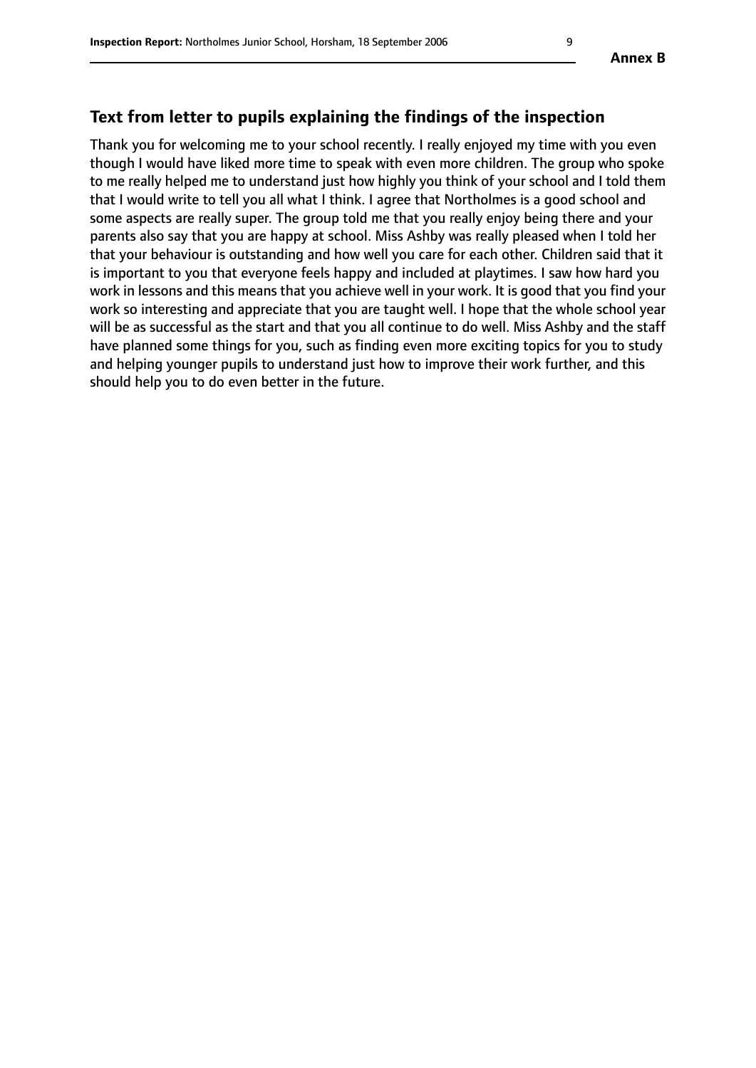## Text from letter to pupils explaining the findings of the inspection

Thank you for welcoming me to your school recently. I really enjoyed my time with you even though I would have liked more time to speak with even more children. The group who spoke to me really helped me to understand just how highly you think of your school and I told them that I would write to tell you all what I think. I agree that Northolmes is a good school and some aspects are really super. The group told me that you really enjoy being there and your parents also say that you are happy at school. Miss Ashby was really pleased when I told her that your behaviour is outstanding and how well you care for each other. Children said that it is important to you that everyone feels happy and included at playtimes. I saw how hard you work in lessons and this means that you achieve well in your work. It is good that you find your work so interesting and appreciate that you are taught well. I hope that the whole school year will be as successful as the start and that you all continue to do well. Miss Ashby and the staff have planned some things for you, such as finding even more exciting topics for you to study and helping younger pupils to understand just how to improve their work further, and this should help you to do even better in the future.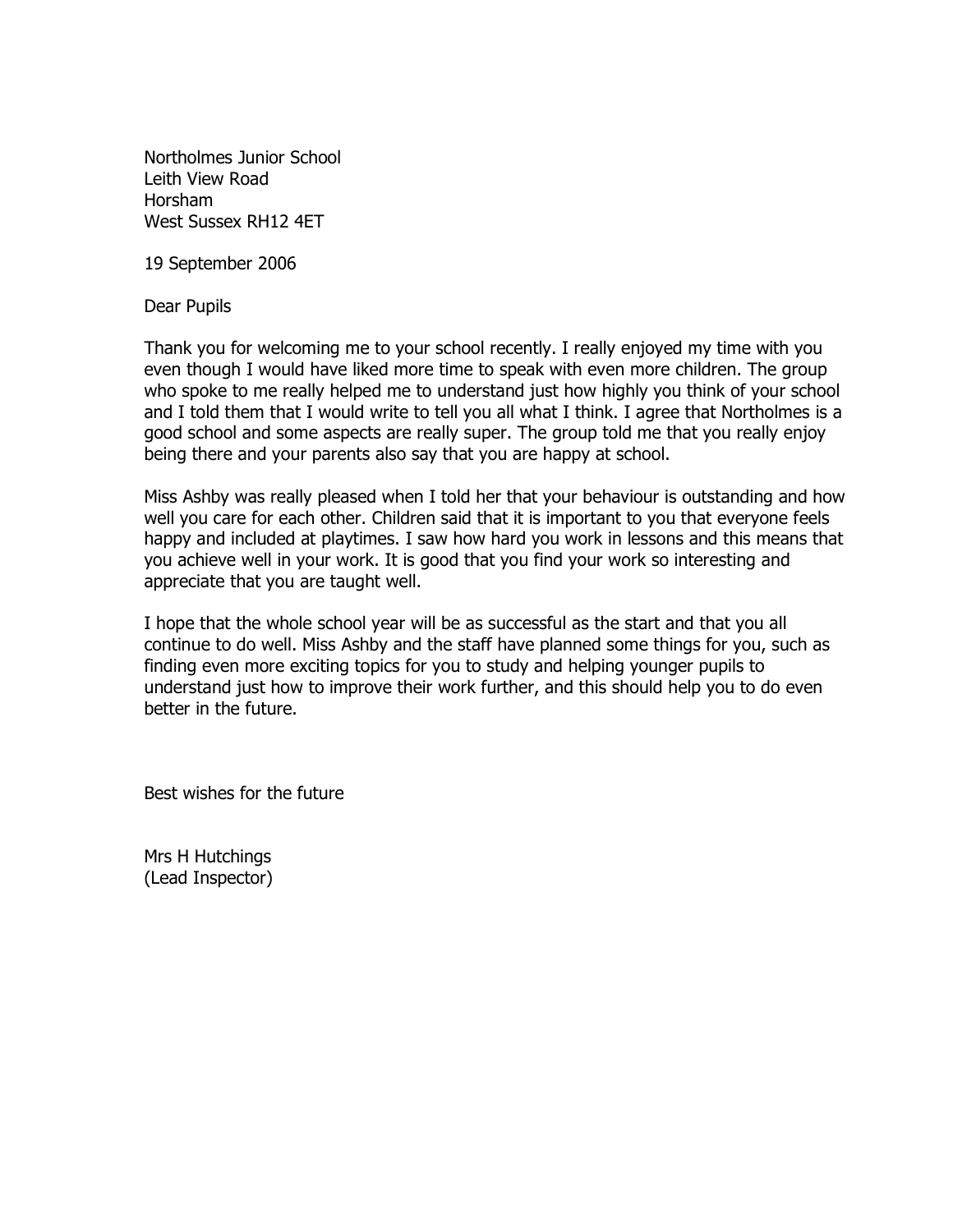Northolmes Junior School
Leith View Road
Horsham
West Sussex RH12 4ET

19 September 2006

Dear Pupils

Thank you for welcoming me to your school recently. I really enjoyed my time with you even though I would have liked more time to speak with even more children. The group who spoke to me really helped me to understand just how highly you think of your school and I told them that I would write to tell you all what I think. I agree that Northolmes is a good school and some aspects are really super. The group told me that you really enjoy being there and your parents also say that you are happy at school.

Miss Ashby was really pleased when I told her that your behaviour is outstanding and how well you care for each other. Children said that it is important to you that everyone feels happy and included at playtimes. I saw how hard you work in lessons and this means that you achieve well in your work. It is good that you find your work so interesting and appreciate that you are taught well.

I hope that the whole school year will be as successful as the start and that you all continue to do well. Miss Ashby and the staff have planned some things for you, such as finding even more exciting topics for you to study and helping younger pupils to understand just how to improve their work further, and this should help you to do even better in the future.

Best wishes for the future

Mrs H Hutchings
(Lead Inspector)